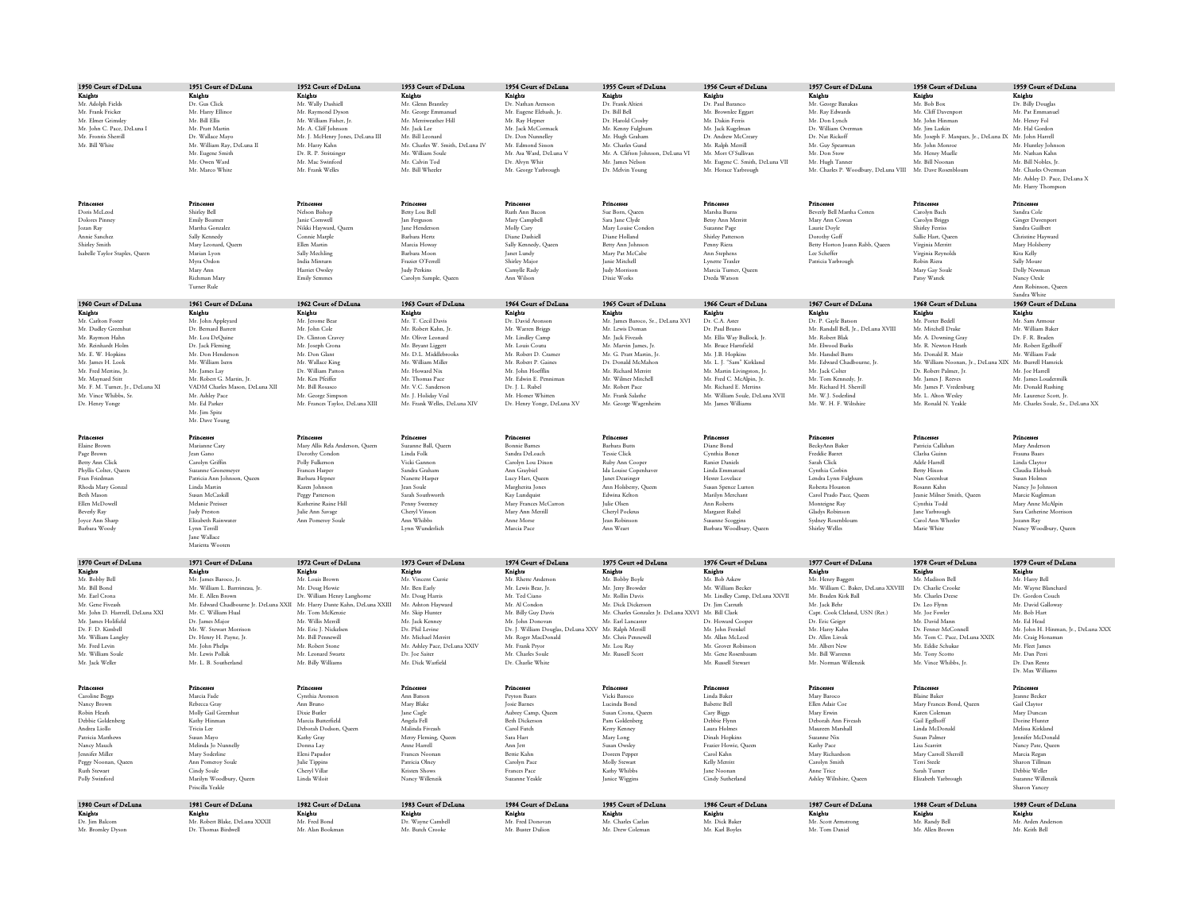## 1950 Court of DeLuna

**Knights**
Mr. Adolph Fields
Mr. Frank Fricker
Mr. Elmer Grimsley
Mr. John C. Pace, DeLuna I
Mr. Frontis Sherrill
Mr. Bill White

**Princesses**
Doris McLeod
Dolores Pinney
Jozan Ray
Annie Sanchez
Shirley Smith
Isabelle Taylor Staples, Queen

## 1951 Court of DeLuna

**Knights**
Dr. Gus Click
Mr. Harry Ellinor
Mr. Bill Ellis
Mr. Pratt Martin
Dr. Wallace Mayo
Mr. William Ray, DeLuna II
Mr. Eugene Smith
Mr. Owen Ward
Mr. Marco White

**Princesses**
Shirley Bell
Emily Boatner
Martha Gonzalez
Sally Kennedy
Mary Leonard, Queen
Marian Lyon
Myra Ordon
Mary Ann
Richman Mary
Turner Rule

## 1952 Court of DeLuna

**Knights**
Mr. Wally Dashiell
Mr. Raymond Dyson
Mr. William Fisher, Jr.
Mr. A. Cliff Johnson
Mr. J. McHenry Jones, DeLuna III
Mr. Harry Kahn
Dr. R. P. Steitzinger
Mr. Mac Swinford
Mr. Frank Welles

**Princesses**
Nelson Bishop
Janie Cornwell
Nikki Hayward, Queen
Connie Marple
Ellen Martin
Sally Mechling
India Minturn
Harriet Owsley
Emily Semmes

## 1953 Court of DeLuna

**Knights**
Mr. Glenn Brantley
Mr. George Emmanuel
Mr. Merriweather Hill
Mr. Jack Lee
Mr. Bill Leonard
Mr. Charles W. Smith, DeLuna IV
Mr. William Soule
Mr. Calvin Tod
Mr. Bill Wheeler

**Princesses**
Betty Lou Bell
Jan Ferguson
Jane Henderson
Barbara Hertz
Marcia Howay
Barbara Moon
Frazier O'Ferrell
Judy Perkins
Carolyn Sample, Queen

## 1954 Court of DeLuna

**Knights**
Dr. Nathan Aronson
Mr. Eugene Elebash, Jr.
Mr. Ray Hepner
Mr. Jack McCormack
Dr. Don Nunnelley
Mr. Edmond Sisson
Mr. Asa Ward, DeLuna V
Dr. Alvyn Whit
Mr. George Yarbrough

**Princesses**
Ruth Ann Bacon
Mary Campbell
Molly Cary
Diane Dashiell
Sally Kennedy, Queen
Janet Lundy
Shirley Major
Camylle Rudy
Ann Wilson

## 1955 Court of DeLuna

**Knights**
Dr. Frank Abrieri
Dr. Bill Bell
Dr. Harold Crosby
Mr. Kenny Fulghum
Mr. Hugh Graham
Mr. Charles Gund
Mr. A. Clifton Johnson, DeLuna VI
Mr. James Nelson
Dr. Melvin Young

**Princesses**
Sue Born, Queen
Sara Jane Clyde
Mary Louise Condon
Diane Holland
Betty Ann Johnson
Mary Pat McCabe
Janie Mitchell
Judy Morrison
Dixie Works

## 1956 Court of DeLuna

**Knights**
Dr. Paul Baranco
Mr. Brownlee Eggart
Mr. Dakin Ferris
Mr. Jack Kugelman
Dr. Andrew McCreary
Mr. Ralph Merrill
Mr. Mort O'Sullivan
Mr. Eugene C. Smith, DeLuna VII
Mr. Horace Yarbrough

**Princesses**
Marsha Burns
Betsy Ann Merritt
Suzanne Page
Shirley Patterson
Penny Riera
Ann Stephens
Lynette Traxler
Marcia Turner, Queen
Dreda Watson

## 1957 Court of DeLuna

**Knights**
Mr. George Banakas
Mr. Ray Edwards
Mr. Don Lynch
Dr. William Overman
Dr. Nat Rickoff
Mr. Guy Spearman
Mr. Don Stow
Mr. Hugh Tanner
Mr. Charles P. Woodbury, DeLuna VIII

**Princesses**
Beverly Bell Martha Cotten
Mary Ann Cowan
Laurie Doyle
Dorothy Goff
Betty Horton Joann Rabb, Queen
Lee Scheffer
Patricia Yarbrough

## 1958 Court of DeLuna

**Knights**
Mr. Bob Box
Mr. Cliff Davenport
Mr. John Hinman
Mr. Jim Larkin
Mr. Joseph F. Marques, Jr., DeLuna IX
Mr. John Monroe
Mr. Henry Muelle
Mr. Bill Noonan
Mr. Dave Rosenbloum

**Princesses**
Carolyn Bach
Carolyn Briggs
Shirley Ferriss
Sallie Hart, Queen
Virginia Merritt
Virginia Reynolds
Robin Riera
Mary Gay Soule
Patsy Wanek

## 1959 Court of DeLuna

**Knights**
Dr. Billy Douglas
Mr. Pat Emmanuel
Mr. Henry Fol
Mr. Hal Gordon
Mr. John Harrell
Mr. Huntley Johnson
Mr. Nathan Kahn
Mr. Bill Nobles, Jr.
Mr. Charles Overman
Mr. Ashley D. Pace, DeLuna X
Mr. Harry Thompson

**Princesses**
Sandra Cole
Ginger Davenport
Susan Guilbert
Christine Hayward
Mary Holsberry
Kira Kelly
Sally Moore
Dolly Newman
Nancy Oexle
Ann Robinson, Queen
Sandra White

## 1960 Court of DeLuna

**Knights**
Mr. Carlton Foster
Mr. Dudley Greenhut
Mr. Raymon Hahn
Mr. Reinhardt Holm
Mr. E. W. Hopkins
Mr. James H. Look
Mr. Fred Mertins, Jr.
Mr. Maynard Stitt
Mr. F. M. Turner, Jr., DeLuna XI
Mr. Vince Whibbs, Sr.
Dr. Henry Yonge

**Princesses**
Elaine Brown
Page Brown
Betty Ann Click
Phyllis Colter, Queen
Fran Friedman
Rhoda Mary Gonzal
Beth Mason
Ellen McDowell
Beverly Ray
Joyce Ann Sharp
Barbara Woody

## 1961 Court of DeLuna

**Knights**
Mr. John Appleyard
Dr. Bernard Barrett
Mr. Lou DeQuine
Dr. Jack Fleming
Mr. Don Henderson
Mr. William Isern
Mr. James Lay
Mr. Robert G. Martin, Jr.
VADM Charles Mason, DeLuna XII
Mr. Ashley Pace
Mr. Ed Parker
Mr. Jim Spitz
Mr. Dave Young

**Princesses**
Marianne Cary
Jean Gano
Carolyn Griffin
Suzanne Gronemeyer
Patricia Ann Johnson, Queen
Linda Martin
Susan McCaskill
Melanie Preiser
Judy Preston
Elizabeth Rainwater
Lynn Terrill
Jane Wallace
Marietta Wooten

## 1962 Court of DeLuna

**Knights**
Mr. Jerome Bear
Mr. John Cole
Dr. Clinton Cravey
Mr. Joseph Crona
Mr. Don Glant
Mr. Wallace King
Dr. William Patton
Mr. Ken Pfeiffer
Mr. Bill Rosasco
Mr. George Simpson
Mr. Frances Taylor, DeLuna XIII

**Princesses**
Mary Allis Rela Anderson, Queen
Dorothy Condon
Polly Fulkerson
Frances Harper
Barbara Hepner
Karen Johnson
Peggy Patterson
Katherine Raine Hill
Julie Ann Savage
Ann Pomeroy Soule

## 1963 Court of DeLuna

**Knights**
Mr. T. Cecil Davis
Mr. Robert Kahn, Jr.
Mr. Oliver Leonard
Mr. Bryant Liggett
Mr. D.L. Middlebrooks
Mr. William Miller
Mr. Howard Nix
Mr. Thomas Pace
Mr. V.C. Sanderson
Mr. J. Holiday Veal
Mr. Frank Welles, DeLuna XIV

**Princesses**
Suzanne Ball, Queen
Linda Folk
Vicki Gannon
Sandra Graham
Nanette Harper
Jean Soule
Sarah Southworth
Penny Sweeney
Cheryl Vinson
Ann Whibbs
Lynn Wunderlich

## 1964 Court of DeLuna

**Knights**
Dr. David Aronson
Mr. Warren Briggs
Mr. Lindley Camp
Mr. Louis Courtu
Mr. Robert D. Cramer
Mr. Robert P. Gaines
Dr. J. L. Rubel
Mr. John Hoefflin
Mr. Edwin E. Penniman
Mr. Homer Whitten
Dr. Henry Yonge, DeLuna XV

**Princesses**
Bonnie Barnes
Sandra DeLoach
Carolyn Lou Dixon
Ann Graybiel
Lucy Hart, Queen
Margherita Jones
Kay Lundquist
Mary Frances McCarron
Mary Ann Merrill
Anne Morse
Marcia Pace

## 1965 Court of DeLuna

**Knights**
Mr. James Baroco, Sr., DeLuna XVI
Mr. Lewis Doman
Mr. Jack Fiveash
Mr. Marvin James, Jr.
Mr. G. Pratt Martin, Jr.
Dr. Donald McMahon
Mr. Richard Merritt
Mr. Wilmer Mitchell
Mr. Robert Pace
Mr. Frank Salathe
Mr. George Wagenheim

**Princesses**
Barbara Butts
Tessie Click
Ruby Ann Cooper
Ida Louise Copenhaver
Janet Deatinger
Ann Holsberry, Queen
Edwina Kelton
Julie Olsen
Cheryl Pockrus
Jean Robinson
Ann Weart

## 1966 Court of DeLuna

**Knights**
Dr. C.A. Aster
Dr. Paul Bruno
Mr. Ellis Way Bullock, Jr.
Mr. Bruce Harofield
Mr. J.B. Hopkins
Mr. L. J. "Sam" Kirkland
Mr. Martin Livingston, Jr.
Mr. Fred C. McAlpin, Jr.
Mr. Richard E. Mertins
Mr. William Soule, DeLuna XVII
Mr. James Williams

**Princesses**
Diane Bond
Cynthia Boner
Ranier Daniels
Linda Emmanuel
Hester Lovelace
Susan Spence Lurton
Marilyn Merchant
Ann Roberts
Margaret Rubel
Susanne Scoggins
Barbara Woodbury, Queen

## 1967 Court of DeLuna

**Knights**
Dr. P. Gayle Batson
Mr. Randall Bell, Jr., DeLuna XVIII
Mr. Robert Blak
Mr. Elwood Burks
Mr. Handsel Butts
Mr. Edward Chadbourne, Jr.
Mr. Jack Colter
Mr. Tom Kennedy, Jr.
Mr. Richard H. Sherrill
Mr. W.J. Soderlind
Mr. W. H. F. Wiltshire

**Princesses**
BeckyAnn Baker
Freddie Barret
Sarah Click
Cynthia Corbin
Lendra Lynn Fulghum
Roberta Houston
Carol Prado Pace, Queen
Monteigne Ray
Gladys Robinson
Sydney Rosenbloum
Shirley Welles

## 1968 Court of DeLuna

**Knights**
Mr. Porter Bedell
Mr. Mitchell Drake
Mr. A. Downing Gray
Mr. R. Newton Heath
Mr. Donald R. Mair
Mr. William Noonan, Jr., DeLuna XIX
Dr. Robert Palmer, Jr.
Mr. James J. Reeves
Mr. James P. Vredenburg
Mr. L. Alton Wesley
Mr. Ronald N. Yeakle

**Princesses**
Patricia Callahan
Clarke Guinn
Adele Harrell
Betty Hixon
Nan Greenhut
Rosann Kahn
Jeanie Milner Smith, Queen
Cynthia Todd
Jane Yarbrough
Carol Ann Wheeler
Marie White

## 1969 Court of DeLuna

**Knights**
Mr. Sam Armour
Mr. William Baker
Dr. F. R. Braden
Mr. Robert Egelhoff
Mr. William Fade
Mr. Burrell Hamrick
Mr. Joe Harrell
Mr. James Loudermilk
Mr. Donald Rushing
Mr. Laurence Scott, Jr.
Mr. Charles Soule, Sr., DeLuna XX

**Princesses**
Mary Anderson
Frauna Baars
Linda Claytor
Claudia Elebash
Susan Holmes
Nancy Jo Johnson
Marcie Kugleman
Mary Anne McAlpin
Sara Catherine Morrison
Jozann Ray
Nancy Woodbury, Queen

## 1970 Court of DeLuna

**Knights**
Mr. Bobby Bell
Mr. Bill Bond
Mr. Earl Crona
Mr. Gene Fiveash
Mr. John D. Harrell, DeLuna XXI
Mr. James Holifield
Dr. F. D. Kimbell
Mr. William Langley
Mr. Fred Levin
Mr. William Soule
Mr. Jack Weller

**Princesses**
Caroline Beggs
Nancy Brown
Robin Heath
Debbie Goldenberg
Andrea Liollo
Patricia Matthews
Nancy Mauch
Jennifer Miller
Peggy Noonan, Queen
Ruth Stewart
Polly Swinford

## 1971 Court of DeLuna

**Knights**
Mr. James Baroco, Jr.
Mr. William L. Barrineau, Jr.
Mr. E. Allen Brown
Mr. Edward Chadbourne Jr. DeLuna XXII
Mr. C. William Hual
Dr. James Major
Mr. W. Stewart Morrison
Dr. Henry H. Payne, Jr.
Mr. John Phelps
Mr. Lewis Pollak
Mr. L. B. Southerland

**Princesses**
Marcia Fade
Rebecca Gray
Molly Gail Greenhut
Kathy Hinman
Tricia Lee
Susan Mayo
Melinda Jo Nunnelly
Mary Soderline
Ann Pomeroy Soule
Cindy Soule
Marilyn Woodbury, Queen
Priscilla Yeakle

## 1972 Court of DeLuna

**Knights**
Mr. Louis Brown
Mr. Doug Howie
Dr. William Henry Langhorne
Mr. Harry Dante Kahn, DeLuna XXIII
Mr. Tom McKenzie
Mr. Willis Merrill
Mr. Eric J. Nickelsen
Mr. Bill Pennewill
Mr. Robert Stone
Mr. Leonard Swartz
Mr. Billy Williams

**Princesses**
Cynthia Aronson
Ann Bruno
Dixie Butler
Marcia Butterfield
Deborah Dodson, Queen
Kathy Gray
Donna Lay
Eleni Papador
Julie Tippins
Cheryl Villar
Linda Wiloit

## 1973 Court of DeLuna

**Knights**
Mr. Vincent Currie
Mr. Ben Early
Mr. Doug Harris
Mr. Ashton Hayward
Mr. Skip Hunter
Mr. Jack Kenney
Dr. Phil Levine
Mr. Michael Merritt
Mr. Ashley Pace, DeLuna XXIV
Dr. Joe Sutter
Mr. Dick Warfield

**Princesses**
Ann Batson
Mary Blake
Jane Cagle
Angela Fell
Malinda Fiveash
Merry Fleming, Queen
Anne Harrell
Frances Noonan
Patricia Olney
Kristen Shows
Nancy Willenzik

## 1974 Court of DeLuna

**Knights**
Mr. Rhette Anderson
Mr. Lewis Bear, Jr.
Mr. Ted Ciano
Mr. Al Condon
Mr. Billy Guy Davis
Mr. John Donovan
Dr. J. William Douglas, DeLuna XXV
Mr. Roger MacDonald
Mr. Frank Pryor
Mr. Charles Soule
Dr. Charlie White

**Princesses**
Peyton Baars
Josie Barnes
Aubrey Camp, Queen
Beth Dickerson
Carol Furch
Sara Hart
Ann Jett
Bettie Kahn
Carolyn Pace
Frances Pace
Suzanne Yeakle

## 1975 Court od DeLuna

**Knights**
Mr. Bobby Boyle
Mr. Jerry Browder
Mr. Rollin Davis
Mr. Dick Dickerson
Mr. Charles Gonzalez Jr. DeLuna XXVI
Mr. Earl Lancaster
Mr. Ralph Merrill
Mr. Chris Pennewill
Mr. Lou Ray
Mr. Russell Scott

**Princesses**
Vicki Baroco
Lucinda Bond
Susan Crona, Queen
Pam Goldenberg
Kerry Kenney
Mary Long
Susan Owsley
Doreen Pepper
Molly Stewart
Kathy Whibbs
Janice Wiggins

## 1976 Court of DeLuna

**Knights**
Mr. Bob Askew
Mr. William Becker
Mr. Lindley Camp, DeLuna XXVII
Dr. Jim Carruth
Mr. Bill Clark
Dr. Howard Cooper
Mr. John Frenkel
Mr. Allan McLeod
Mr. Grover Robinson
Mr. Gene Rosenbaum
Mr. Russell Stewart

**Princesses**
Linda Baker
Babette Bell
Cary Biggs
Debbie Flynn
Laura Holmes
Dinah Hopkins
Frazier Howie, Queen
Carol Kahn
Kelly Merritt
Jane Noonan
Cindy Sutherland

## 1977 Court of DeLuna

**Knights**
Mr. Henry Baggett
Mr. William C. Baker, DeLuna XXVIII
Mr. Braden Kirk Ball
Mr. Jack Behr
Capt. Cook Cleland, USN (Ret.)
Dr. Eric Geiger
Mr. Harry Kahn
Dr. Allen Litvak
Mr. Albert New
Mr. Bill Warren
Mr. Norman Willenzik

**Princesses**
Mary Baroco
Ellen Adair Coe
Mary Erwin
Deborah Ann Fiveash
Maureen Marshall
Suzanne Nix
Kathy Pace
Mary Richardson
Carolyn Smith
Anne Trice
Ashley Wiltshire, Queen

## 1978 Court of DeLuna

**Knights**
Mr. Madison Bell
Dr. Charlie Crooke
Mr. Charles Deese
Dr. Leo Flynn
Mr. Joe Fowler
Mr. David Mann
Dr. Fenner McConnell
Mr. Tom C. Pace, DeLuna XXIX
Mr. Eddie Schukar
Mr. Tony Scotto
Mr. Vince Whibbs, Jr.

**Princesses**
Blaine Baker
Mary Frances Bond, Queen
Karen Coleman
Gail Egelhoff
Linda McDonald
Susan Palmer
Lisa Scarritt
Mary Carroll Sherrill
Terri Steele
Sarah Turner
Elizabeth Yarbrough

## 1979 Court of DeLuna

**Knights**
Mr. Harry Bell
Mr. Wayne Blanchard
Dr. Gordon Couch
Mr. David Galloway
Mr. Bob Hart
Mr. Ed Head
Mr. John H. Hinman, Jr., DeLuna XXX
Mr. Craig Horsaman
Mr. Fleet James
Mr. Dan Perri
Dr. Dan Rentz
Dr. Max Williams

**Princesses**
Jeanne Becker
Gail Claytor
Mary Duncan
Dorine Hunter
Melissa Kirkland
Jennifer McDonald
Nancy Pate, Queen
Marcia Regan
Sharon Tillman
Debbie Weller
Suzanne Willenzik
Sharon Yancey

## 1980 Court of DeLuna

**Knights**
Dr. Jim Balcom
Mr. Bromley Dyson

## 1981 Court of DeLuna

**Knights**
Mr. Robert Blake, DeLuna XXXII
Dr. Thomas Birdwell

## 1982 Court of DeLuna

**Knights**
Mr. Fred Bond
Mr. Alan Bookman

## 1983 Court of DeLuna

**Knights**
Dr. Wayne Cambell
Mr. Burch Crooke

## 1984 Court of DeLuna

**Knights**
Mr. Fred Donovan
Mr. Buster Dulion

## 1985 Court of DeLuna

**Knights**
Mr. Charles Carlan
Mr. Drew Coleman

## 1986 Court of DeLuna

**Knights**
Mr. Dick Baker
Mr. Karl Boyles

## 1987 Court of DeLuna

**Knights**
Mr. Scott Armstrong
Mr. Tom Daniel

## 1988 Court of DeLuna

**Knights**
Mr. Randy Bell
Mr. Allen Brown

## 1989 Court of DeLuna

**Knights**
Mr. Arden Anderson
Mr. Keith Bell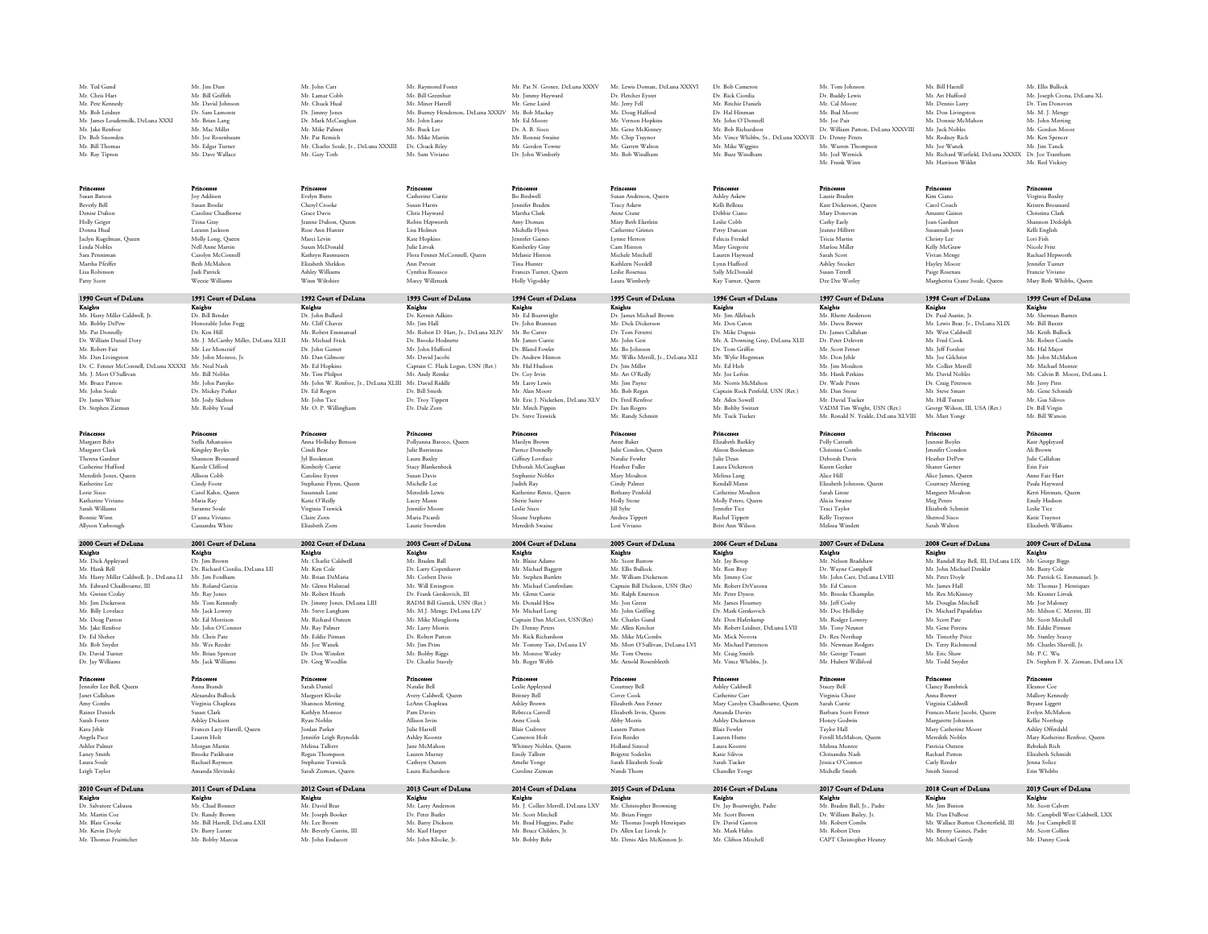| | | | | | | | | | |
|---|---|---|---|---|---|---|---|---|---|
| Mr. Ted Gund | Mr. Jim Durr | Mr. John Carr | Mr. Raymond Foster | Mr. Pat N. Groner, DeLuna XXXV | Mr. Lewis Doman, DeLuna XXXVI | Dr. Bob Cameron | Mr. Tom Johnson | Mr. Bill Harrell | Mr. Ellis Bullock |
| Mr. Chris Hart | Mr. Bill Griffith | Mr. Lamar Cobb | Mr. Bill Greenhut | Mr. Jimmy Hayward | Dr. Fletcher Eyster | Dr. Rick Ciordia | Dr. Buddy Lewis | Mr. Art Hufford | Mr. Joseph Crona, DeLuna XL |
| Mr. Pete Kennedy | Mr. David Johnson | Mr. Chuck Hual | Mr. Miner Harrell | Mr. Gene Laird | Mr. Jerry Fell | Mr. Ritchie Daniels | Mr. Cal Moore | Mr. Dennis Larry | Dr. Tim Donovan |
| Mr. Bob Leidner | Dr. Sam Lamonte | Dr. Jimmy Jones | Mr. Burney Henderson, DeLuna XXXIV | Mr. Bob Mackay | Mr. Doug Halford | Dr. Hal Hinman | Mr. Bud Moore | Mr. Don Livingston | Mr. M. J. Menge |
| Mr. James Loudermilk, DeLuna XXXI | Mr. Brian Lang | Dr. Mark McCaughan | Mr. John Lane | Mr. Ed Moore | Mr. Vernon Hopkins | Mr. John O'Donnell | Mr. Joe Pair | Mr. Donnie McMahon | Mr. John Merting |
| Mr. Jake Renfroe | Mr. Mac Miller | Mr. Mike Palmer | Mr. Buck Lee | Dr. A. B. Sisco | Mr. Gene McKinney | Mr. Bob Richardson | Dr. William Patton, DeLuna XXXVIII | Mr. Jack Nobles | Mr. Gordon Moore |
| Dr. Bob Snowden | Mr. Joe Rosenbaum | Mr. Pat Remich | Mr. Mike Martin | Mr. Ronnie Swaine | Mr. Chip Traynor | Mr. Vince Whibbs, Sr., DeLuna XXXVII | Dr. Denny Peters | Mr. Rodney Rich | Mr. Ken Spencer |
| Mr. Bill Thomas | Mr. Edgar Turner | Mr. Charles Soule, Jr., DeLuna XXXIII | Dr. Chuck Riley | Mr. Gordon Towne | Mr. Garrett Walton | Mr. Mike Wiggins | Mr. Warren Thompson | Mr. Joe Wanek | Mr. Jim Tanck |
| Mr. Ray Tipton | Mr. Dave Wallace | Mr. Gary Toth | Mr. Sam Viviano | Dr. John Wimberly | Mr. Bob Windham | Mr. Buzz Windham | Mr. Joel Wernick | Mr. Richard Warfield, DeLuna XXXIX | Dr. Joe Trantham |
| | | | | | | | Mr. Frank Winn | Mr. Harrison Wilder | Mr. Red Vickrey |
| **Princesses** | **Princesses** | **Princesses** | **Princesses** | **Princesses** | **Princesses** | **Princesses** | **Princesses** | **Princesses** | **Princesses** |
| Susan Batson | Joy Addison | Evelyn Butts | Catherine Currie | Bo Birdwell | Susan Anderson, Queen | Ashley Askew | Laurie Braden | Kim Ciano | Virginia Baxley |
| Beverly Bell | Susan Brodie | Cheryl Crooke | Susan Harris | Jennifer Braden | Tracy Askew | Kelli Belleau | Kate Dickerson, Queen | Carol Couch | Kristen Broussard |
| Denise Dulion | Caroline Chadborne | Grace Davis | Chris Hayward | Martha Clark | Anne Crane | Debbie Ciano | Mary Donovan | Amante Gaines | Christina Clark |
| Holly Geiger | Trina Gray | Jeanne Dulion, Queen | Robin Hepworth | Amy Doman | Mary Beth Ekerlein | Leslie Cobb | Cathy Early | Joan Gardner | Shannon Dedolph |
| Donna Hual | Leeann Jackson | Rose Ann Hunter | Lisa Holmes | Michelle Flynn | Catherine Grimes | Perry Duncan | Jeanne Hilbert | Susannah Jones | Kelli English |
| Jaclyn Kugelman, Queen | Molly Long, Queen | Marci Levin | Kate Hopkins | Jennifer Gaines | Lynne Herron | Felecia Frenkel | Tricia Martin | Christy Lee | Lori Fish |
| Linda Nobles | Nell Anne Martin | Susan McDonald | Julie Litvak | Kimberly Gray | Cam Hinton | Mary Gregorie | Marlou Miller | Kelly McGraw | Nicole Fritz |
| Sara Penniman | Carolyn McConnell | Kathryn Rasmussen | Flora Fenner McConnell, Queen | Melanie Hinton | Michele Mitchell | Lauren Hayward | Sarah Scott | Vivian Menge | Rachael Hepworth |
| Martha Pfeiffer | Beth McMahon | Elizabeth Sheldon | Ann Prevatt | Tina Hunter | Kathleen Nordell | Lynn Hufford | Ashley Stocker | Hayley Moore | Jennifer Turner |
| Lisa Robinson | Judi Patrick | Ashley Williams | Cynthia Rosasco | Frances Turner, Queen | Leslie Rosenau | Sally McDonald | Susan Terrell | Paige Rosenau | Francie Viviano |
| Patty Scott | Weezie Williams | Winn Wiltshire | Marcy Willenzek | Holly Vigodsky | Laura Wimberly | Kay Turner, Queen | Dee Dee Worley | Margherita Crane Soule, Queen | Mary Beth Whibbs, Queen |
| **1990 Court of DeLuna** | **1991 Court of DeLuna** | **1992 Court of DeLuna** | **1993 Court of DeLuna** | **1994 Court of DeLuna** | **1995 Court of DeLuna** | **1996 Court of DeLuna** | **1997 Court of DeLuna** | **1998 Court of DeLuna** | **1999 Court of DeLuna** |
| **Knights** | **Knights** | **Knights** | **Knights** | **Knights** | **Knights** | **Knights** | **Knights** | **Knights** | **Knights** |
| Mr. Harry Miller Caldwell, Jr. | Dr. Bill Bender | Dr. John Bullard | Dr. Kermit Adkins | Mr. Ed Boatwright | Dr. James Michael Brown | Mr. Jim Allebach | Mr. Rhette Anderson | Dr. Paul Austin, Jr. | Mr. Sherman Barnes |
| Mr. Bobby DePew | Honorable John Fogg | Mr. Cliff Chavez | Mr. Jim Hall | Dr. John Brannan | Mr. Dick Dickerson | Mr. Don Caton | Mr. Davis Brewer | Mr. Lewis Bear, Jr., DeLuna XLIX | Mr. Bill Baxter |
| Mr. Pat Donnelly | Dr. Ken Hill | Mr. Robert Emmanuel | Mr. Robert D. Hart, Jr., DeLuna XLIV | Mr. Bo Carter | Dr. Tom Ferretti | Dr. Mike Dupuis | Dr. James Callahan | Mr. West Caldwell | Mr. Keith Bullock |
| Dr. William Daniel Doty | Mr. J. McCarthy Miller, DeLuna XLII | Mr. Michael Frick | Dr. Brooks Hodnette | Mr. James Currie | Mr. John Geri | Mr. A. Downing Gray, DeLuna XLII | Dr. Peter Delevett | Mr. Fred Cook | Mr. Robert Combs |
| Mr. Robert Fair | Mr. Lee Moncrief | Dr. John Gamer | Mr. John Hufford | Dr. Bland Fowler | Mr. Bo Johnson | Dr. Tom Griffin | Mr. Scott Fetner | Mr. Jeff Forshee | Mr. Hal Major |
| Mr. Dan Livingston | Mr. John Monroe, Jr. | Mr. Dan Gilmore | Mr. David Jacobi | Dr. Andrew Hinton | Mr. Willis Merrill, Jr., DeLuna XLI | Mr. Wylie Hogeman | Mr. Don Jehle | Mr. Joe Gilchrist | Mr. John McMahon |
| Dr. C. Fenner McConnell, DeLuna XXXXI | Mr. Neal Nash | Mr. Ed Hopkins | Captain C. Flack Logan, USN (Ret.) | Mr. Hal Hudson | Dr. Jim Miller | Mr. Ed Holt | Mr. Jim Moulton | Mr. Collier Merrill | Mr. Michael Montee |
| Mr. J. Mort O'Sullivan | Mr. Bill Nobles | Mr. Tim Philpot | Mr. Andy Remke | Dr. Coy Irvin | Mr. Art O'Reilly | Mr. Joe Loftin | Mr. Hank Perkins | Mr. David Nobles | Mr. Calvin B. Moore, DeLuna L |
| Mr. Bruce Patton | Mr. John Panyko | Mr. John W. Renfroe, Jr., DeLuna XLIII | Mr. David Riddle | Mr. Larry Lewis | Mr. Jim Payne | Mr. Norris McMahon | Dr. Wade Peters | Dr. Craig Peterson | Mr. Jerry Pitts |
| Mr. John Soule | Dr. Mickey Parker | Dr. Ed Rogers | Dr. Bill Smith | Mr. Alan Moore | Mr. Bob Regan | Captain Rock Penfold, USN (Ret.) | Mr. Dan Stone | Mr. Steve Smart | Mr. Gene Schmidt |
| Dr. James White | Mr. Jody Skelton | Mr. John Tice | Dr. Troy Tippett | Mr. Eric J. Nickelsen, DeLuna XLV | Dr. Fred Renfroe | Mr. Aden Sowell | Mr. David Tucker | Mr. Hill Turner | Mr. Gus Silivos |
| Dr. Stephen Zieman | Mr. Robby Youd | Mr. O. P. Willingham | Dr. Dale Zorn | Mr. Mitch Pippin | Dr. Ian Rogers | Mr. Bobby Switzer | VADM Tim Wright, USN (Ret.) | George Wilson, III, USA (Ret.) | Dr. Bill Virgin |
| | | | | Dr. Steve Trawick | Mr. Randy Schmitt | Mr. Tuck Tucker | Mr. Ronald N. Yeakle, DeLuna XLVIII | Mr. Matt Yonge | Mr. Bill Watson |
| **Princesses** | **Princesses** | **Princesses** | **Princesses** | **Princesses** | **Princesses** | **Princesses** | **Princesses** | **Princesses** | **Princesses** |
| Margaret Behr | Stella Athanasios | Anna Holliday Benson | Pollyanna Baroco, Queen | Marilyn Brown | Anne Baker | Elizabeth Barkley | Polly Carruth | Jeannie Boyles | Kate Appleyard |
| Margaret Clark | Kingsley Boyles | Cindi Bear | Julie Barrineau | Patrice Donnelly | Julie Condon, Queen | Alison Bookman | Christina Combs | Jennifer Condon | Ali Brown |
| Theresa Gardner | Shannon Broussard | Jyl Bookman | Laura Baxley | Giffney Lovelace | Natalie Fowler | Julie Dean | Deborah Davis | Heather DePew | Julie Callahan |
| Catherine Hufford | Karole Clifford | Kimberly Currie | Stacy Blankenbeck | Deborah McCaughan | Heather Fuller | Laura Dickerson | Karen Geeker | Shaner Garner | Erin Fair |
| Meredith Jones, Queen | Allison Cobb | Caroline Eyster | Susan Davis | Stephanie Nobles | Mary Moulton | Melissa Lang | Alice Hill | Alice James, Queen | Anne Fair Hart |
| Katherine Lee | Cindy Foote | Stephanie Flynn, Queen | Michelle Lee | Judith Ray | Cindy Palmer | Kendall Mann | Elizabeth Johnson, Queen | Courtney Merting | Paula Hayward |
| Lorie Sisco | Carol Kahn, Queen | Susannah Lane | Meredith Lewis | Katherine Rentz, Queen | Bethany Penfold | Catherine Moulton | Sarah Linne | Margaret Moulton | Kerri Hinman, Queen |
| Katharine Viviano | Maria Ray | Katie O'Reilly | Lacey Mann | Sherie Saiter | Holly Stone | Molly Peters, Queen | Alicia Swaine | Meg Peters | Emily Hudson |
| Sarah Williams | Saranne Soule | Virginia Trawick | Jennifer Moore | Leslie Sisco | Jill Sylte | Jennifer Tice | Traci Taylor | Elizabeth Schmitt | Leslie Tice |
| Bonnie Winn | D'anna Viviano | Claire Zorn | Maria Picardi | Sloane Stephens | Andrea Tippett | Rachel Tippett | Kelly Traynor | Sherrod Sisco | Katie Traynor |
| Allyson Yarbrough | Cassandra White | Elizabeth Zorn | Laurie Snowden | Meredith Swaine | Lori Viviano | Britt Ann Wilson | Melissa Winslett | Sarah Walton | Elizabeth Williams |
| **2000 Court of DeLuna** | **2001 Court of DeLuna** | **2002 Court of DeLuna** | **2003 Court of DeLuna** | **2004 Court of DeLuna** | **2005 Court of DeLuna** | **2006 Court of DeLuna** | **2007 Court of DeLuna** | **2008 Court of DeLuna** | **2009 Court of DeLuna** |
| **Knights** | **Knights** | **Knights** | **Knights** | **Knights** | **Knights** | **Knights** | **Knights** | **Knights** | **Knights** |
| Mr. Dick Appleyard | Dr. Jim Brown | Mr. Charlie Caldwell | Mr. Braden Ball | Mr. Blaise Adams | Mr. Scott Barrow | Mr. Jay Botop | Mr. Nelson Bradshaw | Mr. Randall Ray Bell, III, DeLuna LIX | Mr. George Biggs |
| Mr. Hank Bell | Dr. Richard Ciordia, DeLuna LII | Mr. Ken Cole | Dr. Larry Copenhaver | Mr. Michael Baggett | Mr. Ellis Bullock | Mr. Ron Bray | Dr. Wayne Campbell | Mr. John Michael Denkler | Mr. Barry Cole |
| Mr. Harry Miller Caldwell, Jr., DeLuna LI | Mr. Jim Fordham | Mr. Brian DeMaria | Mr. Corbett Davis | Mr. Stephen Bartlett | Mr. William Dickerson | Mr. Jimmy Coe | Mr. John Carr, DeLuna LVIII | Mr. Peter Doyle | Mr. Patrick G. Emmanuel, Jr. |
| Mr. Edward Chadbourne, III | Mr. Roland Garcia | Mr. Glenn Halstead | Mr. Will Errington | Mr. Michael Camferdam | Captain Bill Dickson, USN (Ret) | Mr. Robert DeVarona | Mr. Ed Carson | Mr. James Hall | Mr. Thomas J. Henriques |
| Mr. Gwinn Corley | Mr. Ray Jones | Mr. Robert Heath | Dr. Frank Geeskovich, III | Mr. Glenn Currie | Mr. Ralph Emerson | Mr. Peter Dyson | Mr. Brooks Champlin | Mr. Rex McKinney | Mr. Kramer Litvak |
| Mr. Jim Dickerson | Mr. Tom Kennedy | Dr. Jimmy Jones, DeLuna LIII | RADM Bill Gureck, USN (Ret.) | Mr. Donald Hess | Mr. Jon Green | Mr. James Flournoy | Mr. Jeff Cosby | Mr. Douglas Mitchell | Mr. Joe Maloney |
| Mr. Billy Lovelace | Mr. Jack Lowrey | Mr. Steve Langham | Mr. M.J. Menge, DeLuna LIV | Mr. Michael Long | Mr. John Griffing | Dr. Mark Geeskovich | Mr. Doc Holliday | Dr. Michael Papadelias | Mr. Milton C. Merritt, III |
| Mr. Doug Patton | Mr. Ed Morrison | Mr. Richard Outzen | Mr. Mike Miragliotta | Captain Dan McCort, USN(Ret) | Mr. Charles Gund | Mr. Don Haferkamp | Mr. Rodger Lowery | Mr. Scott Pate | Mr. Scott Mitchell |
| Mr. Jake Renfroe | Mr. John O'Connor | Mr. Ray Palmer | Mr. Larry Morris | Dr. Denny Peters | Mr. Allen Ketcher | Mr. Robert Leidner, DeLuna LVII | Mr. Tony Neuner | Mr. Gene Pereira | Mr. Eddie Pitman |
| Dr. Ed Shehee | Mr. Chris Pate | Mr. Eddie Pitman | Dr. Robert Patton | Mr. Rick Richardson | Mr. Mike McCombs | Mr. Mick Novota | Dr. Rex Northup | Mr. Timothy Price | Mr. Stanley Searcy |
| Mr. Bob Snyder | Mr. Wes Reeder | Mr. Joe Wanek | Mr. Jim Prim | Mr. Tommy Tait, DeLuna LV | Mr. Mort O'Sullivan, DeLuna LVI | Mr. Michael Patterson | Mr. Newman Rodgers | Dr. Terry Richmond | Mr. Charles Sherrill, Jr. |
| Dr. David Turner | Mr. Brian Spencer | Dr. Don Winslett | Mr. Bobby Riggs | Mr. Monroe Wetley | Mr. Tom Owens | Mr. Craig Smith | Mr. George Toutant | Mr. Eric Shaw | Mr. P.C. Wu |
| Dr. Jay Williams | Mr. Jack Williams | Dr. Greg Woodfin | Dr. Charlie Stavely | Mr. Roger Webb | Mr. Arnold Rosenbleeth | Mr. Vince Whibbs, Jr. | Mr. Hubert Williford | Mr. Todd Snyder | Dr. Stephen F. X. Zieman, DeLuna LX |
| **Princesses** | **Princesses** | **Princesses** | **Princesses** | **Princesses** | **Princesses** | **Princesses** | **Princesses** | **Princesses** | **Princesses** |
| Jennifer Lee Bell, Queen | Anna Brandt | Sarah Daniel | Natalie Bell | Leslie Appleyard | Courtney Bell | Ashley Caldwell | Stacey Bell | Clancy Bambrick | Eleanor Coe |
| Janet Callahan | Alexandra Bullock | Margaret Klocke | Avery Caldwell, Queen | Britney Bell | Cover Cook | Catherine Carr | Virginia Chase | Anna Brewer | Mallory Kennedy |
| Amy Combs | Virginia Chapleau | Shannon Merting | LeAnn Chapleau | Ashley Brown | Elizabeth Ann Fetner | Mary Carolyn Chadbourne, Queen | Sarah Currie | Virginia Caldwell | Bryant Liggett |
| Rainer Daniels | Susan Clark | Kathlyn Monroe | Pam Davies | Rebecca Carroll | Elizabeth Irvin, Queen | Amanda Davies | Barbara Scott Fetner | Frances Marie Jacobi, Queen | Evelyn McMahon |
| Sarah Foster | Ashley Dickson | Ryan Nobles | Allison Irvin | Anne Cook | Abby Morris | Ashley Dickerson | Honey Godwin | Margarette Johnson | Kellie Northup |
| Kara Jehle | Frances Lacy Harrell, Queen | Jordan Parker | Julie Harrell | Blair Crabtree | Lauren Patton | Blair Fowler | Taylor Hall | Mary Catherine Moore | Ashley Offerdahl |
| Angela Pace | Lauren Holt | Jennifer Leigh Reynolds | Ashley Koontz | Cameron Holt | Erin Reeder | Lauren Hutto | Ferrill McMahon, Queen | Meredith Nobles | Mary Katherine Renfroe, Queen |
| Ashley Palmer | Morgan Martin | Melissa Talbert | Jane McMahon | Whitney Nobles, Queen | Holland Sinrod | Laura Koontz | Melissa Montee | Patricia Outzen | Rebekah Rich |
| Laney Smith | Brooke Parkhurst | Regan Thompson | Lauren Murray | Emily Talbert | Brigette Soderlin | Katie Silivos | Chrisandra Nash | Rachael Patton | Elizabeth Schmidt |
| Laura Soule | Rachael Raymon | Stephanie Trawick | Cathryn Outzen | Amelie Yonge | Sarah Elizabeth Soule | Sarah Tucker | Jessica O'Connor | Carly Reeder | Jenna Solice |
| Leigh Taylor | Amanda Slevinski | Sarah Zieman, Queen | Laura Richardson | Caroline Zieman | Nandi Thom | Chandler Yonge | Michelle Smith | Smith Sinrod | Erin Whibbs |
| **2010 Court of DeLuna** | **2011 Court of DeLuna** | **2012 Court of DeLuna** | **2013 Court of DeLuna** | **2014 Court of DeLuna** | **2015 Court of DeLuna** | **2016 Court of DeLuna** | **2017 Court of DeLuna** | **2018 Court of DeLuna** | **2019 Court of DeLuna** |
| **Knights** | **Knights** | **Knights** | **Knights** | **Knights** | **Knights** | **Knights** | **Knights** | **Knights** | **Knights** |
| Dr. Salvatore Cabassa | Mr. Chad Bonner | Mr. David Bear | Mr. Larry Anderson | Mr. J. Collier Merrill, DeLuna LXV | Mr. Christopher Browning | Dr. Jay Boatwright, Padre | Mr. Braden Ball, Jr., Padre | Mr. Jim Binion | Mr. Scott Calvert |
| Mr. Martin Coe | Dr. Randy Brown | Mr. Joseph Booker | Dr. Peter Butler | Mr. Scott Mitchell | Mr. Brian Finger | Mr. Scott Brown | Dr. William Bailey, Jr. | Mr. Dan DuBose | Mr. Campbell West Caldwell, LXX |
| Mr. Blair Crooke | Mr. Bill Harrell, DeLuna LXII | Mr. Lee Brown | Mr. Barry Dickson | Mr. Brad Huggins, Padre | Mr. Thomas Joseph Henriques | Dr. David Gaston | Mr. Robert Combs | Mr. Wallace Burton Chesterfield, III | Mr. Joe Campbell II |
| Mr. Kevin Doyle | Dr. Barry Lurate | Mr. Beverly Currin, III | Mr. Karl Harper | Mr. Bruce Childers, Jr. | Dr. Allen Lee Litvak Jr. | Mr. Mark Hahn | Mr. Robert Dees | Mr. Benny Gaines, Padre | Mr. Scott Collins |
| Mr. Thomas Fruitticher | Mr. Bobby Marcus | Mr. John Endacott | Mr. John Klocke, Jr. | Mr. Bobby Behr | Mr. Denis Alex McKinnon Jr. | Mr. Clifton Mitchell | CAPT Christopher Heaney | Mr. Michael Gordy | Mr. Danny Cook |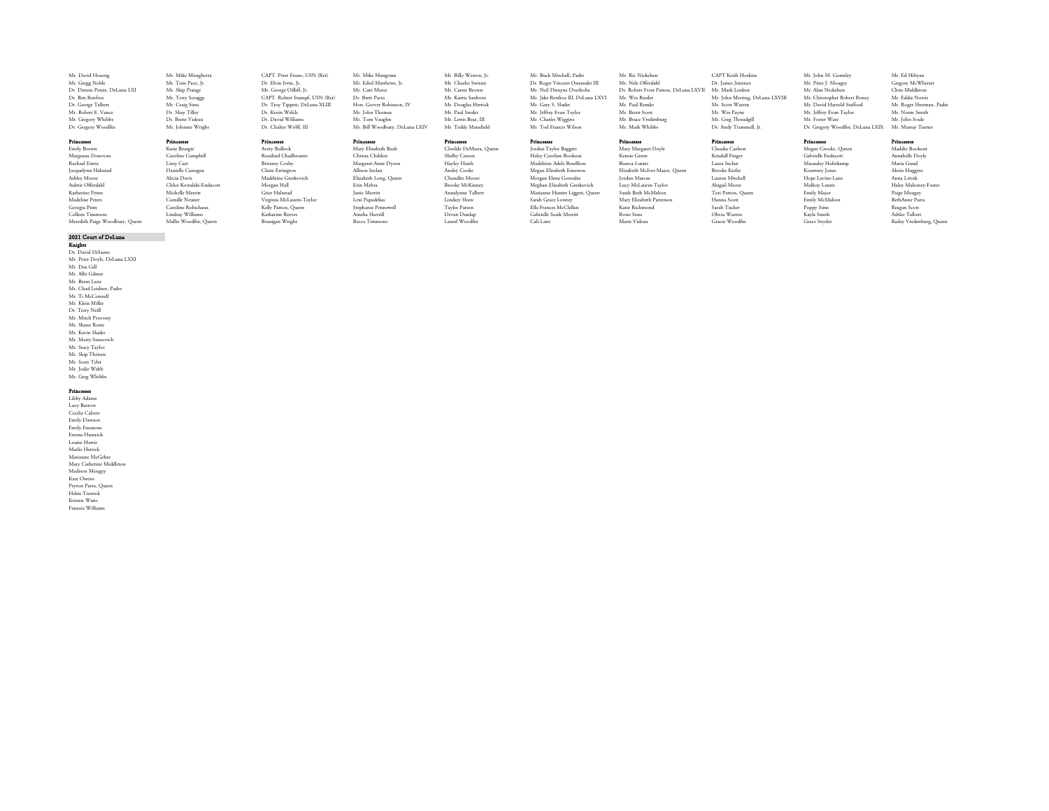| | | | | | | | | | |
|---|---|---|---|---|---|---|---|---|---|
| Mr. David Huxeng | Mr. Mike Miragliotta | CAPT. Peter Frano, USN (Ret) | Mr. Mike Mangrum | Mr. Billy Weston, Jr. | Mr. Buck Mitchell, Padre | Mr. Ric Nickelsen | CAPT Keith Hoskins | Mr. John M. Gormley | Mr. Ed Hibyan |
| Mr. Gregg Noble | Mr. Tom Pace, Jr. | Dr. Elvin Irvin, Jr. | Mr. Edsel Matthews, Jr. | Mr. Charles Switzer | Dr. Roger Vincent Ostrander III | Mr. Nels Offerdahl | Dr. James Jimenez | Mr. Peter J. Mougey | Gregory McWherter |
| Dr. Dennis Peters, DeLuna LXI | Mr. Skip Prange | Mr. George Olliff, Jr. | Mr. Curt Morse | Mr. Carter Brown | Mr. Neil Dwayne Overholtz | Dr. Robert Frost Patton, DeLuna LXVII | Mr. Mark Leidner | Mr. Alan Nickelsen | Chris Middleton |
| Dr. Ben Renfroe | Mr. Terry Scruggs | CAPT. Robert Stumpf, USN (Ret) | Dr. Brett Parra | Mr. Kurtis Sanborn | Mr. Jake Renfroe III, DeLuna LXVI | Mr. Wes Reeder | Mr. John Merting, DeLuna LXVIII | Mr. Christopher Robert Roney | Mr. Eddie Norris |
| Dr. George Talbert | Mr. Craig Sims | Dr. Troy Tippett, DeLuna XLIII | Hon. Grover Robinson, IV | Mr. Douglas Herrick | Mr. Gary S. Sluder | Mr. Paul Remke | Mr. Scott Warren | Mr. David Harrold Stafford | Mr. Roger Sherman, Padre |
| Mr. Robert E. Vance | Dr. Shay Tilley | Dr. Kevin Welch | Mr. John Thomas | Mr. Paul Snider | Mr. Jeffrey Evan Taylor | Mr. Brent Scott | Mr. Wes Payne | Mr. Jeffrey Evan Taylor | Mr. Norm Smith |
| Mr. Gregory Whibbs | Dr. Brent Videau | Dr. David Williams | Mr. Tom Vaughn | Mr. Lewis Bear, III | Mr. Charles Wiggins | Mr. Bruce Vredenburg | Mr. Greg Threadgill | Mr. Foster Ware | Mr. John Soule |
| Dr. Gregory Woodfin | Mr. Johnnie Wright | Dr. Charles Wolff, III | Mr. Bill Woodbury, DeLuna LXIV | Mr. Teddy Mansfield | Mr. Tod Francis Wilson | Mr. Mark Whibbs | Dr. Andy Trammell, Jr. | Dr. Gregory Woodfin, DeLuna LXIX | Mr. Murray Turner |
| **Princesses** | **Princesses** | **Princesses** | **Princesses** | **Princesses** | **Princesses** | **Princesses** | **Princesses** | **Princesses** | **Princesses** |
| Emily Brown | Katie Beargie | Avery Bullock | Mary Elizabeth Bush | Clotilde DeMaria, Queen | Jordan Taylor Baggett | Mary Margaret Doyle | Claudia Carlson | Megan Crooke, Queen | Maddie Bookout |
| Margeaux Donovan | Caroline Campbell | Rosalind Chadbourne | Christa Childers | Shelby Carson | Haley Caroline Bookout | Kenzie Green | Kendall Finger | Gabrielle Endacott | Annabelle Doyle |
| Rachael Estess | Lizzy Carr | Brittany Cosby | Margaret-Anne Dyson | Hayley Heath | Madeleine Adele Bouillion | Bianca Lurate | Laura Inclan | Macauley Haferkamp | Maria Gund |
| Jacquelynn Halstead | Danielle Castagna | Claire Errington | Allison Inclan | Ansley Cooke | Megan Elizabeth Emerson | Elizabeth McIver Major, Queen | Brooke Kiefer | Kourtney Jones | Alexis Huggins |
| Ashley Moore | Alecia Davis | Madeleine Greskovich | Elizabeth Long, Queen | Chandler Moore | Morgan Elena Gonzalez | Jordan Marcus | Lauren Mitchell | Hope Lavine-Lane | Anna Litvak |
| Aubrie Offerdahl | Chloe Kowalski-Endacott | Morgan Hall | Erin Mehta | Brooke McKinney | Meghan Elizabeth Greskovich | Lucy McLaurin-Taylor | Abigail Morse | Mallory Lurate | Haley Mahoney-Foster |
| Katherine Peters | Michelle Merritt | Grier Halstead | Janie Merritt | Annalynne Talbert | Marianne Hunter Liggett, Queen | Sarah Beth McMahon | Tori Patton, Queen | Emily Major | Paige Mougey |
| Madeline Peters | Camille Neuner | Virginia McLaurin-Taylor | Lexi Papadelias | Lindsey Shaw | Sarah Grace Lowery | Mary Elizabeth Patterson | Hanna Scott | Emily McMahon | BethAnne Parra |
| Georgia Prim | Caroline Robichaux | Kelly Patton, Queen | Stephanie Pennewell | Taylor Patton | Ella Frances McClellan | Katie Richmond | Sarah Tucker | Poppy Sims | Reagan Scott |
| Colleen Timmons | Lindsay Williams | Katharine Reeves | Amelia Sherrill | Devan Dunlap | Gabrielle Soule Merritt | Rosie Sims | Olivia Warren | Kayla Smith | Ashlee Talbert |
| Meredith Paige Woodbury, Queen | Mallie Woodfin, Queen | Branigan Wright | Becca Timmons | Laurel Woodfin | Cali Lane | Marie Videau | Gracie Woodfin | Grace Snyder | Kailey Vredenburg, Queen |

**2021 Court of DeLuna**

**Knights**

Dr. David DiSanto
Mr. Peter Doyle, DeLuna LXXI
Mr. Dax Gill
Mr. Albi Gilmer
Mr. Brent Lane
Mr. Chad Leidner, Padre
Mr. Ti McConnell
Mr. Klein Miller
Dr. Terry Neill
Mr. Mitch Provosty
Mr. Shane Rowe
Mr. Kevin Sluder
Mr. Marty Stanovich
Mr. Stacy Taylor
Mr. Skip Theisen
Mr. Scott Tyler
Mr. Jodie Webb
Mr. Greg Whibbs

**Princesses**

Libby Adams
Lucy Barrow
Cecilia Calvert
Emily Dawson
Emily Emmons
Emma Hamrick
Louise Harris
Marlis Herrick
Marianne McGehee
Mary Catherine Middleton
Madison Mougey
Kate Owens
Peyton Parra, Queen
Helen Trawick
Kristen Watts
Frances Williams